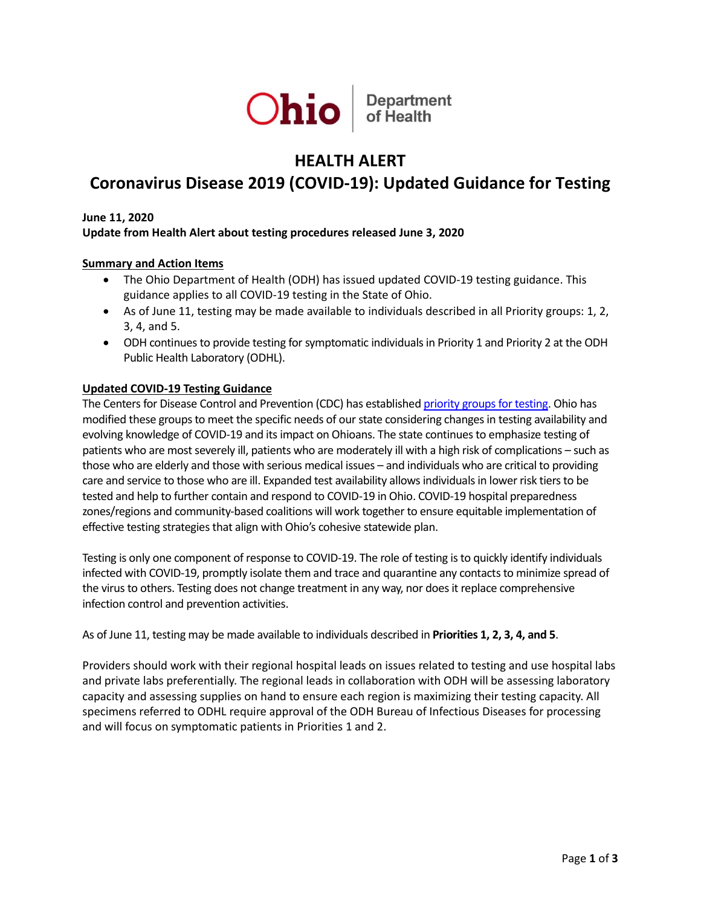Ohio Department of Health

# HEALTH ALERT

# Coronavirus Disease 2019 (COVID-19): Updated Guidance for Testing

**June 11, 2020**
**Update from Health Alert about testing procedures released June 3, 2020**

**Summary and Action Items**

- The Ohio Department of Health (ODH) has issued updated COVID-19 testing guidance. This guidance applies to all COVID-19 testing in the State of Ohio.
- As of June 11, testing may be made available to individuals described in all Priority groups: 1, 2, 3, 4, and 5.
- ODH continues to provide testing for symptomatic individuals in Priority 1 and Priority 2 at the ODH Public Health Laboratory (ODHL).

**Updated COVID-19 Testing Guidance**

The Centers for Disease Control and Prevention (CDC) has established priority groups for testing. Ohio has modified these groups to meet the specific needs of our state considering changes in testing availability and evolving knowledge of COVID-19 and its impact on Ohioans. The state continues to emphasize testing of patients who are most severely ill, patients who are moderately ill with a high risk of complications – such as those who are elderly and those with serious medical issues – and individuals who are critical to providing care and service to those who are ill. Expanded test availability allows individuals in lower risk tiers to be tested and help to further contain and respond to COVID-19 in Ohio. COVID-19 hospital preparedness zones/regions and community-based coalitions will work together to ensure equitable implementation of effective testing strategies that align with Ohio's cohesive statewide plan.

Testing is only one component of response to COVID-19. The role of testing is to quickly identify individuals infected with COVID-19, promptly isolate them and trace and quarantine any contacts to minimize spread of the virus to others. Testing does not change treatment in any way, nor does it replace comprehensive infection control and prevention activities.

As of June 11, testing may be made available to individuals described in **Priorities 1, 2, 3, 4, and 5**.

Providers should work with their regional hospital leads on issues related to testing and use hospital labs and private labs preferentially. The regional leads in collaboration with ODH will be assessing laboratory capacity and assessing supplies on hand to ensure each region is maximizing their testing capacity. All specimens referred to ODHL require approval of the ODH Bureau of Infectious Diseases for processing and will focus on symptomatic patients in Priorities 1 and 2.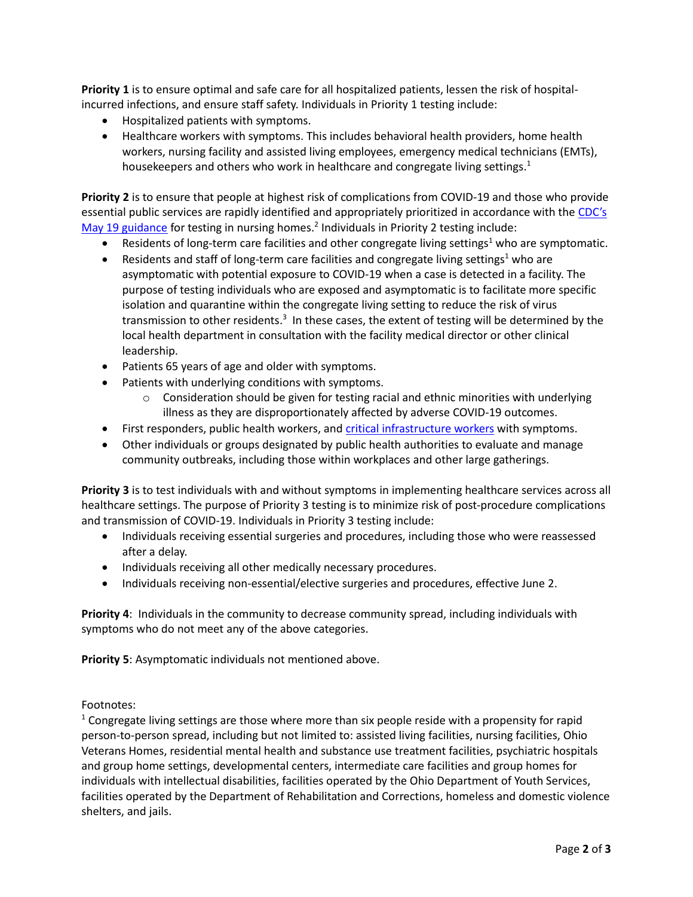**Priority 1** is to ensure optimal and safe care for all hospitalized patients, lessen the risk of hospital-incurred infections, and ensure staff safety. Individuals in Priority 1 testing include:

- Hospitalized patients with symptoms.
- Healthcare workers with symptoms. This includes behavioral health providers, home health workers, nursing facility and assisted living employees, emergency medical technicians (EMTs), housekeepers and others who work in healthcare and congregate living settings.[1]

**Priority 2** is to ensure that people at highest risk of complications from COVID-19 and those who provide essential public services are rapidly identified and appropriately prioritized in accordance with the CDC's May 19 guidance for testing in nursing homes.[2] Individuals in Priority 2 testing include:

- Residents of long-term care facilities and other congregate living settings[1] who are symptomatic.
- Residents and staff of long-term care facilities and congregate living settings[1] who are asymptomatic with potential exposure to COVID-19 when a case is detected in a facility. The purpose of testing individuals who are exposed and asymptomatic is to facilitate more specific isolation and quarantine within the congregate living setting to reduce the risk of virus transmission to other residents.[3] In these cases, the extent of testing will be determined by the local health department in consultation with the facility medical director or other clinical leadership.
- Patients 65 years of age and older with symptoms.
- Patients with underlying conditions with symptoms.
  - Consideration should be given for testing racial and ethnic minorities with underlying illness as they are disproportionately affected by adverse COVID-19 outcomes.
- First responders, public health workers, and critical infrastructure workers with symptoms.
- Other individuals or groups designated by public health authorities to evaluate and manage community outbreaks, including those within workplaces and other large gatherings.

**Priority 3** is to test individuals with and without symptoms in implementing healthcare services across all healthcare settings. The purpose of Priority 3 testing is to minimize risk of post-procedure complications and transmission of COVID-19. Individuals in Priority 3 testing include:

- Individuals receiving essential surgeries and procedures, including those who were reassessed after a delay.
- Individuals receiving all other medically necessary procedures.
- Individuals receiving non-essential/elective surgeries and procedures, effective June 2.

**Priority 4**: Individuals in the community to decrease community spread, including individuals with symptoms who do not meet any of the above categories.

**Priority 5**: Asymptomatic individuals not mentioned above.

Footnotes:

[1] Congregate living settings are those where more than six people reside with a propensity for rapid person-to-person spread, including but not limited to: assisted living facilities, nursing facilities, Ohio Veterans Homes, residential mental health and substance use treatment facilities, psychiatric hospitals and group home settings, developmental centers, intermediate care facilities and group homes for individuals with intellectual disabilities, facilities operated by the Ohio Department of Youth Services, facilities operated by the Department of Rehabilitation and Corrections, homeless and domestic violence shelters, and jails.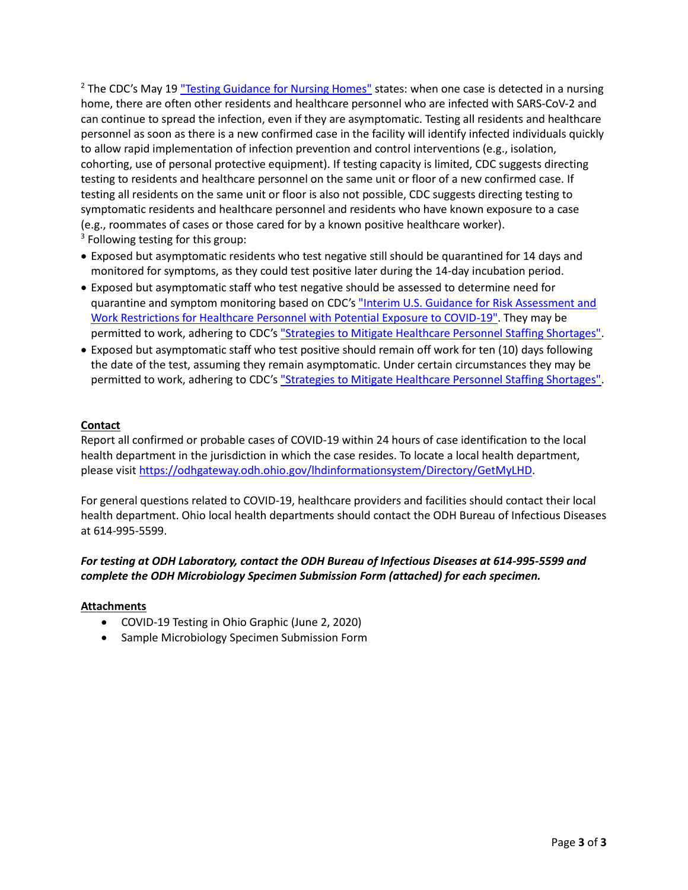[2] The CDC's May 19 "Testing Guidance for Nursing Homes" states: when one case is detected in a nursing home, there are often other residents and healthcare personnel who are infected with SARS-CoV-2 and can continue to spread the infection, even if they are asymptomatic. Testing all residents and healthcare personnel as soon as there is a new confirmed case in the facility will identify infected individuals quickly to allow rapid implementation of infection prevention and control interventions (e.g., isolation, cohorting, use of personal protective equipment). If testing capacity is limited, CDC suggests directing testing to residents and healthcare personnel on the same unit or floor of a new confirmed case. If testing all residents on the same unit or floor is also not possible, CDC suggests directing testing to symptomatic residents and healthcare personnel and residents who have known exposure to a case (e.g., roommates of cases or those cared for by a known positive healthcare worker).

[3] Following testing for this group:

- Exposed but asymptomatic residents who test negative still should be quarantined for 14 days and monitored for symptoms, as they could test positive later during the 14-day incubation period.
- Exposed but asymptomatic staff who test negative should be assessed to determine need for quarantine and symptom monitoring based on CDC's "Interim U.S. Guidance for Risk Assessment and Work Restrictions for Healthcare Personnel with Potential Exposure to COVID-19". They may be permitted to work, adhering to CDC's "Strategies to Mitigate Healthcare Personnel Staffing Shortages".
- Exposed but asymptomatic staff who test positive should remain off work for ten (10) days following the date of the test, assuming they remain asymptomatic. Under certain circumstances they may be permitted to work, adhering to CDC's "Strategies to Mitigate Healthcare Personnel Staffing Shortages".

## Contact

Report all confirmed or probable cases of COVID-19 within 24 hours of case identification to the local health department in the jurisdiction in which the case resides. To locate a local health department, please visit https://odhgateway.odh.ohio.gov/lhdinformationsystem/Directory/GetMyLHD.

For general questions related to COVID-19, healthcare providers and facilities should contact their local health department. Ohio local health departments should contact the ODH Bureau of Infectious Diseases at 614-995-5599.

***For testing at ODH Laboratory, contact the ODH Bureau of Infectious Diseases at 614-995-5599 and complete the ODH Microbiology Specimen Submission Form (attached) for each specimen.***

## Attachments

- COVID-19 Testing in Ohio Graphic (June 2, 2020)
- Sample Microbiology Specimen Submission Form